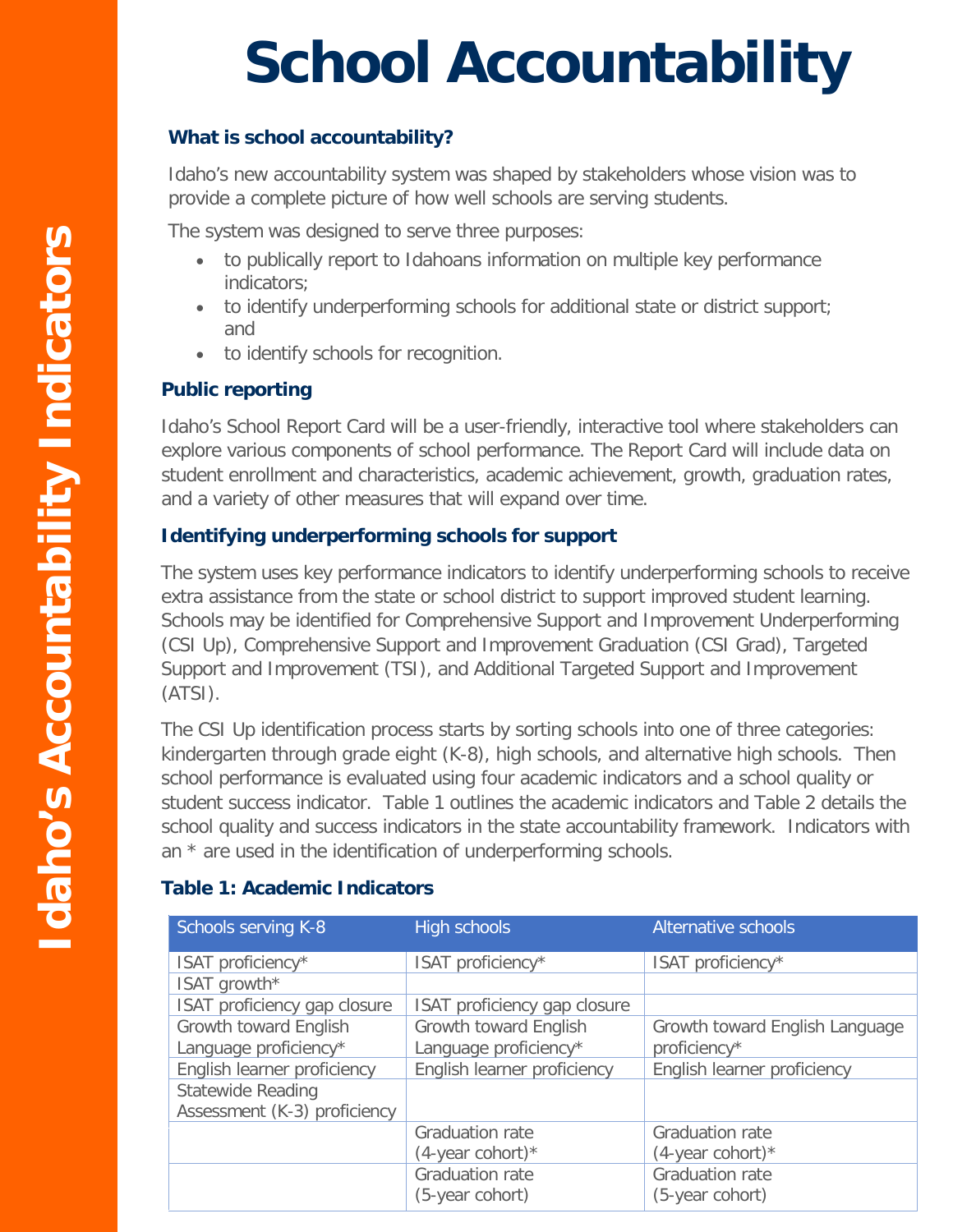# School Accountability

Idaho's Accountability Indicators

### What is school accountability?

Idaho's new accountability system was shaped by stakeholders whose vision was to provide a complete picture of how well schools are serving students.

The system was designed to serve three purposes:

- to publically report to Idahoans information on multiple key performance indicators;
- to identify underperforming schools for additional state or district support; and
- to identify schools for recognition.

### Public reporting

Idaho's School Report Card will be a user-friendly, interactive tool where stakeholders can explore various components of school performance. The Report Card will include data on student enrollment and characteristics, academic achievement, growth, graduation rates, and a variety of other measures that will expand over time.

### Identifying underperforming schools for support

The system uses key performance indicators to identify underperforming schools to receive extra assistance from the state or school district to support improved student learning. Schools may be identified for Comprehensive Support and Improvement Underperforming (CSI Up), Comprehensive Support and Improvement Graduation (CSI Grad), Targeted Support and Improvement (TSI), and Additional Targeted Support and Improvement (ATSI).

The CSI Up identification process starts by sorting schools into one of three categories: kindergarten through grade eight (K-8), high schools, and alternative high schools. Then school performance is evaluated using four academic indicators and a school quality or student success indicator. Table 1 outlines the academic indicators and Table 2 details the school quality and success indicators in the state accountability framework. Indicators with an * are used in the identification of underperforming schools.

### Table 1: Academic Indicators

| Schools serving K-8 | High schools | Alternative schools |
|---|---|---|
| ISAT proficiency* | ISAT proficiency* | ISAT proficiency* |
| ISAT growth* | | |
| ISAT proficiency gap closure | ISAT proficiency gap closure | |
| Growth toward English Language proficiency* | Growth toward English Language proficiency* | Growth toward English Language proficiency* |
| English learner proficiency | English learner proficiency | English learner proficiency |
| Statewide Reading Assessment (K-3) proficiency | | |
| | Graduation rate (4-year cohort)* | Graduation rate (4-year cohort)* |
| | Graduation rate (5-year cohort) | Graduation rate (5-year cohort) |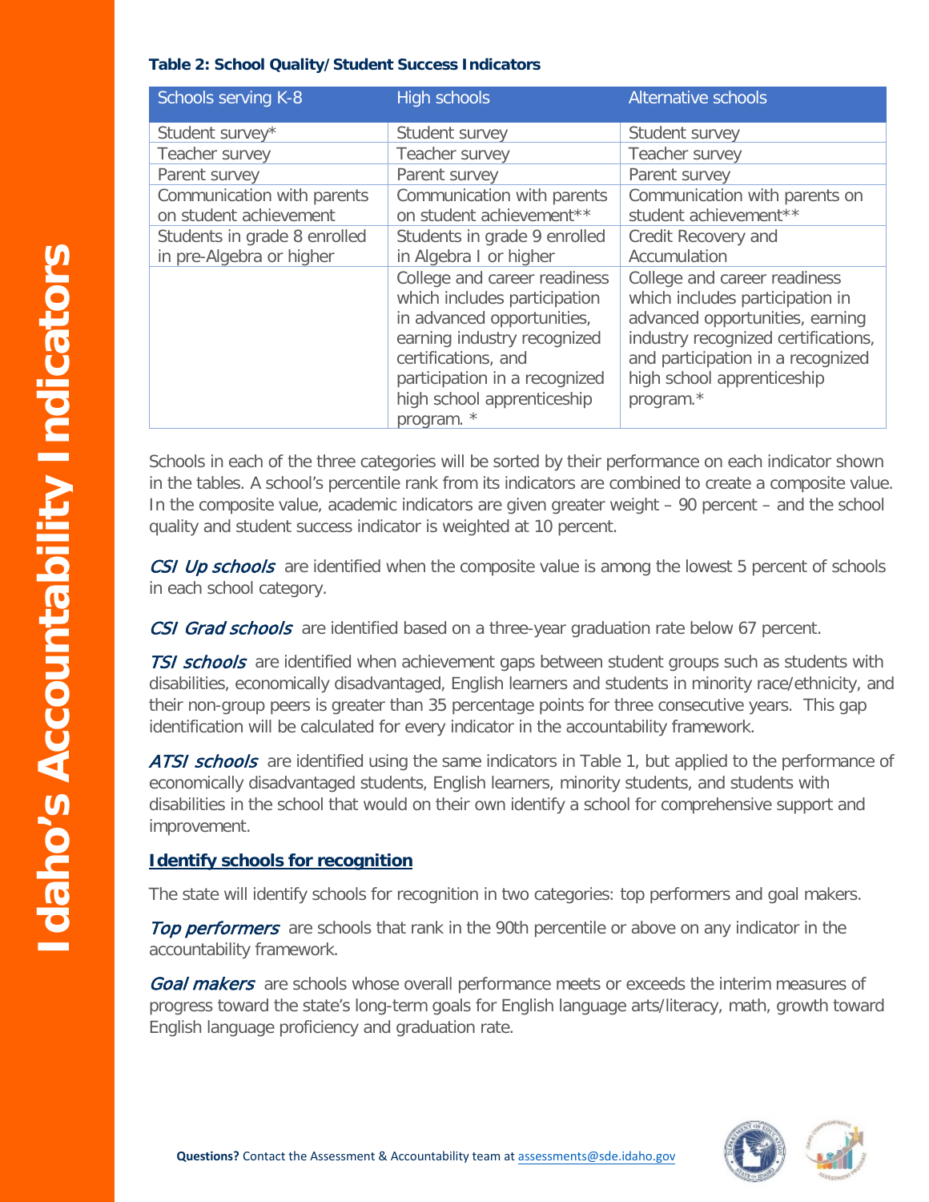**Table 2: School Quality/Student Success Indicators**

| Schools serving K-8 | High schools | Alternative schools |
|---|---|---|
| Student survey* | Student survey | Student survey |
| Teacher survey | Teacher survey | Teacher survey |
| Parent survey | Parent survey | Parent survey |
| Communication with parents on student achievement | Communication with parents on student achievement** | Communication with parents on student achievement** |
| Students in grade 8 enrolled in pre-Algebra or higher | Students in grade 9 enrolled in Algebra I or higher | Credit Recovery and Accumulation |
| | College and career readiness which includes participation in advanced opportunities, earning industry recognized certifications, and participation in a recognized high school apprenticeship program. * | College and career readiness which includes participation in advanced opportunities, earning industry recognized certifications, and participation in a recognized high school apprenticeship program.* |

Schools in each of the three categories will be sorted by their performance on each indicator shown in the tables. A school's percentile rank from its indicators are combined to create a composite value. In the composite value, academic indicators are given greater weight – 90 percent – and the school quality and student success indicator is weighted at 10 percent.

***CSI Up schools*** are identified when the composite value is among the lowest 5 percent of schools in each school category.

***CSI Grad schools*** are identified based on a three-year graduation rate below 67 percent.

***TSI schools*** are identified when achievement gaps between student groups such as students with disabilities, economically disadvantaged, English learners and students in minority race/ethnicity, and their non-group peers is greater than 35 percentage points for three consecutive years. This gap identification will be calculated for every indicator in the accountability framework.

***ATSI schools*** are identified using the same indicators in Table 1, but applied to the performance of economically disadvantaged students, English learners, minority students, and students with disabilities in the school that would on their own identify a school for comprehensive support and improvement.

## Identify schools for recognition

The state will identify schools for recognition in two categories: top performers and goal makers.

***Top performers*** are schools that rank in the 90th percentile or above on any indicator in the accountability framework.

***Goal makers*** are schools whose overall performance meets or exceeds the interim measures of progress toward the state's long-term goals for English language arts/literacy, math, growth toward English language proficiency and graduation rate.

**Questions?** Contact the Assessment & Accountability team at assessments@sde.idaho.gov